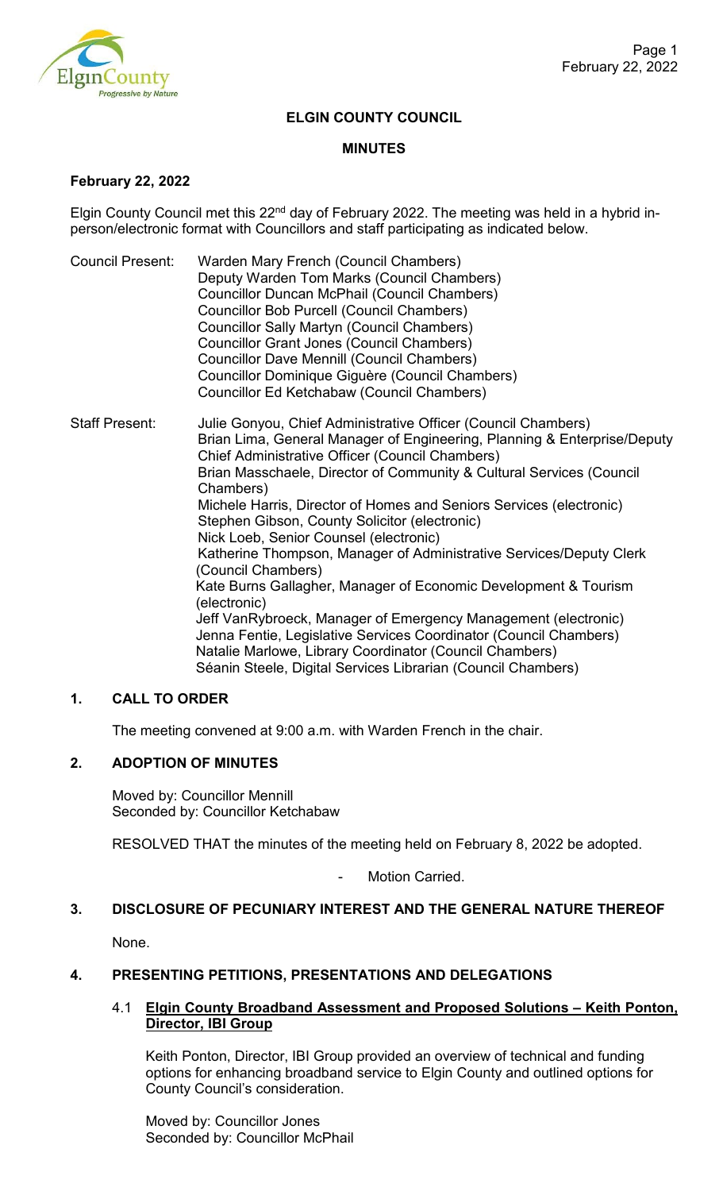**ELGIN COUNTY COUNCIL**

**MINUTES**

**February 22, 2022**

Elgin County Council met this 22nd day of February 2022. The meeting was held in a hybrid in-person/electronic format with Councillors and staff participating as indicated below.

Council Present: Warden Mary French (Council Chambers)
Deputy Warden Tom Marks (Council Chambers)
Councillor Duncan McPhail (Council Chambers)
Councillor Bob Purcell (Council Chambers)
Councillor Sally Martyn (Council Chambers)
Councillor Grant Jones (Council Chambers)
Councillor Dave Mennill (Council Chambers)
Councillor Dominique Giguère (Council Chambers)
Councillor Ed Ketchabaw (Council Chambers)

Staff Present: Julie Gonyou, Chief Administrative Officer (Council Chambers)
Brian Lima, General Manager of Engineering, Planning & Enterprise/Deputy Chief Administrative Officer (Council Chambers)
Brian Masschaele, Director of Community & Cultural Services (Council Chambers)
Michele Harris, Director of Homes and Seniors Services (electronic)
Stephen Gibson, County Solicitor (electronic)
Nick Loeb, Senior Counsel (electronic)
Katherine Thompson, Manager of Administrative Services/Deputy Clerk (Council Chambers)
Kate Burns Gallagher, Manager of Economic Development & Tourism (electronic)
Jeff VanRybroeck, Manager of Emergency Management (electronic)
Jenna Fentie, Legislative Services Coordinator (Council Chambers)
Natalie Marlowe, Library Coordinator (Council Chambers)
Séanin Steele, Digital Services Librarian (Council Chambers)

## 1. CALL TO ORDER

The meeting convened at 9:00 a.m. with Warden French in the chair.

## 2. ADOPTION OF MINUTES

Moved by: Councillor Mennill
Seconded by: Councillor Ketchabaw

RESOLVED THAT the minutes of the meeting held on February 8, 2022 be adopted.

- Motion Carried.

## 3. DISCLOSURE OF PECUNIARY INTEREST AND THE GENERAL NATURE THEREOF

None.

## 4. PRESENTING PETITIONS, PRESENTATIONS AND DELEGATIONS

### 4.1 Elgin County Broadband Assessment and Proposed Solutions – Keith Ponton, Director, IBI Group

Keith Ponton, Director, IBI Group provided an overview of technical and funding options for enhancing broadband service to Elgin County and outlined options for County Council's consideration.

Moved by: Councillor Jones
Seconded by: Councillor McPhail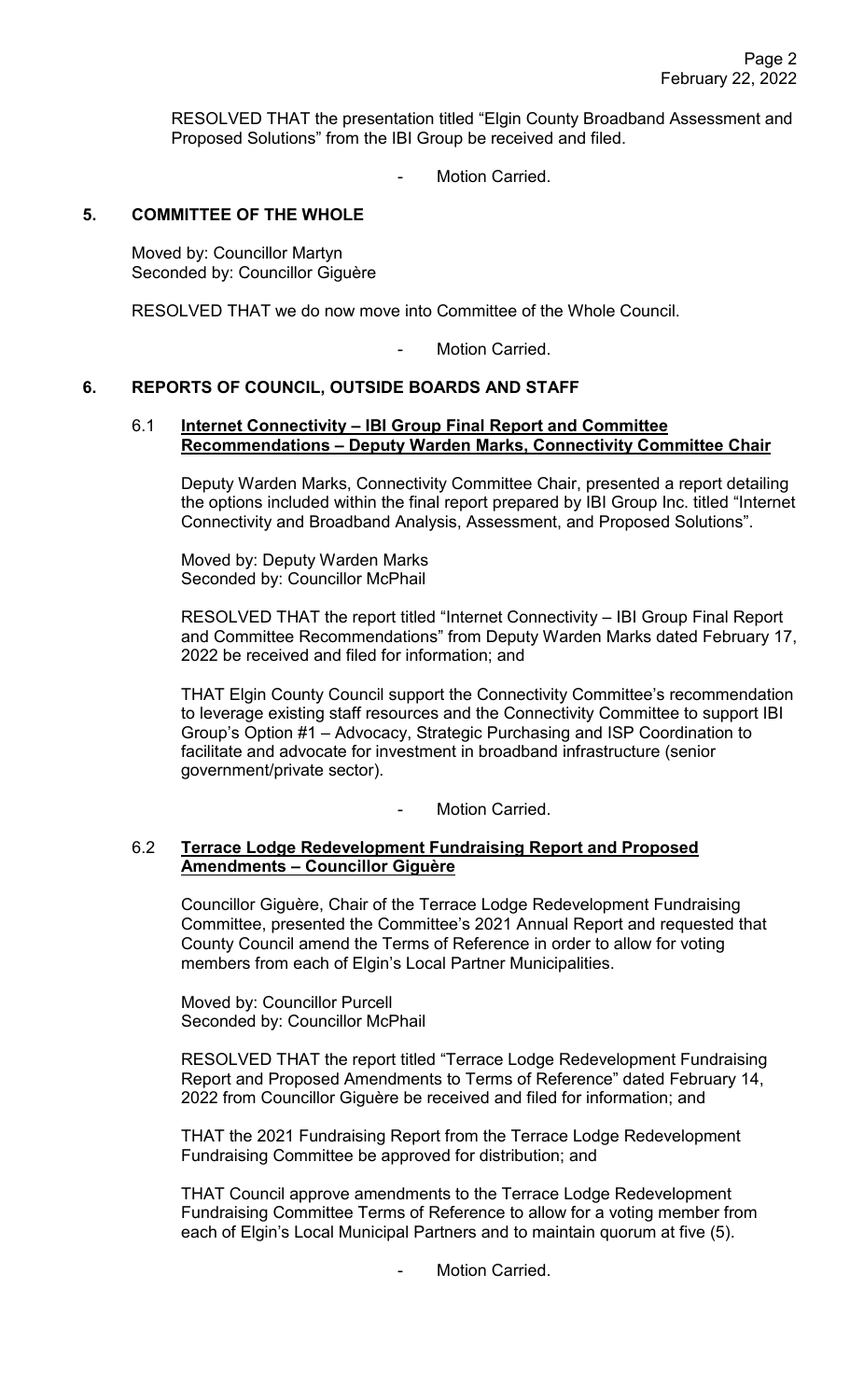RESOLVED THAT the presentation titled "Elgin County Broadband Assessment and Proposed Solutions" from the IBI Group be received and filed.

- Motion Carried.

## 5. COMMITTEE OF THE WHOLE

Moved by: Councillor Martyn
Seconded by: Councillor Giguère

RESOLVED THAT we do now move into Committee of the Whole Council.

- Motion Carried.

## 6. REPORTS OF COUNCIL, OUTSIDE BOARDS AND STAFF

### 6.1 Internet Connectivity – IBI Group Final Report and Committee Recommendations – Deputy Warden Marks, Connectivity Committee Chair

Deputy Warden Marks, Connectivity Committee Chair, presented a report detailing the options included within the final report prepared by IBI Group Inc. titled "Internet Connectivity and Broadband Analysis, Assessment, and Proposed Solutions".

Moved by: Deputy Warden Marks
Seconded by: Councillor McPhail

RESOLVED THAT the report titled "Internet Connectivity – IBI Group Final Report and Committee Recommendations" from Deputy Warden Marks dated February 17, 2022 be received and filed for information; and

THAT Elgin County Council support the Connectivity Committee's recommendation to leverage existing staff resources and the Connectivity Committee to support IBI Group's Option #1 – Advocacy, Strategic Purchasing and ISP Coordination to facilitate and advocate for investment in broadband infrastructure (senior government/private sector).

- Motion Carried.

### 6.2 Terrace Lodge Redevelopment Fundraising Report and Proposed Amendments – Councillor Giguère

Councillor Giguère, Chair of the Terrace Lodge Redevelopment Fundraising Committee, presented the Committee's 2021 Annual Report and requested that County Council amend the Terms of Reference in order to allow for voting members from each of Elgin's Local Partner Municipalities.

Moved by: Councillor Purcell
Seconded by: Councillor McPhail

RESOLVED THAT the report titled "Terrace Lodge Redevelopment Fundraising Report and Proposed Amendments to Terms of Reference" dated February 14, 2022 from Councillor Giguère be received and filed for information; and

THAT the 2021 Fundraising Report from the Terrace Lodge Redevelopment Fundraising Committee be approved for distribution; and

THAT Council approve amendments to the Terrace Lodge Redevelopment Fundraising Committee Terms of Reference to allow for a voting member from each of Elgin's Local Municipal Partners and to maintain quorum at five (5).

- Motion Carried.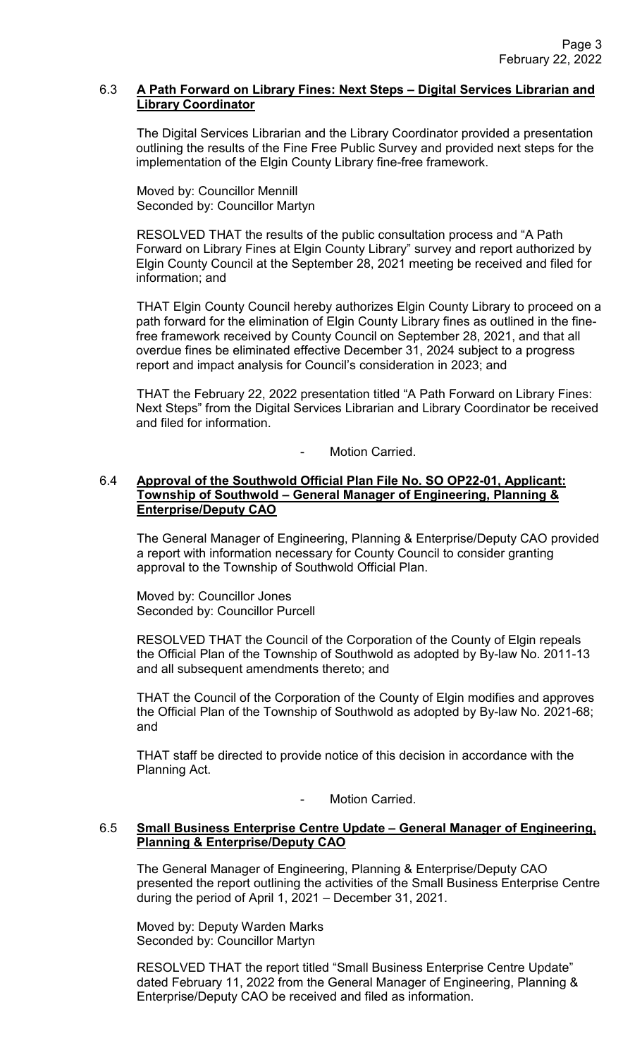### 6.3 **A Path Forward on Library Fines: Next Steps – Digital Services Librarian and Library Coordinator**

The Digital Services Librarian and the Library Coordinator provided a presentation outlining the results of the Fine Free Public Survey and provided next steps for the implementation of the Elgin County Library fine-free framework.

Moved by: Councillor Mennill
Seconded by: Councillor Martyn

RESOLVED THAT the results of the public consultation process and "A Path Forward on Library Fines at Elgin County Library" survey and report authorized by Elgin County Council at the September 28, 2021 meeting be received and filed for information; and

THAT Elgin County Council hereby authorizes Elgin County Library to proceed on a path forward for the elimination of Elgin County Library fines as outlined in the fine-free framework received by County Council on September 28, 2021, and that all overdue fines be eliminated effective December 31, 2024 subject to a progress report and impact analysis for Council's consideration in 2023; and

THAT the February 22, 2022 presentation titled "A Path Forward on Library Fines: Next Steps" from the Digital Services Librarian and Library Coordinator be received and filed for information.

- Motion Carried.

### 6.4 **Approval of the Southwold Official Plan File No. SO OP22-01, Applicant: Township of Southwold – General Manager of Engineering, Planning & Enterprise/Deputy CAO**

The General Manager of Engineering, Planning & Enterprise/Deputy CAO provided a report with information necessary for County Council to consider granting approval to the Township of Southwold Official Plan.

Moved by: Councillor Jones
Seconded by: Councillor Purcell

RESOLVED THAT the Council of the Corporation of the County of Elgin repeals the Official Plan of the Township of Southwold as adopted by By-law No. 2011-13 and all subsequent amendments thereto; and

THAT the Council of the Corporation of the County of Elgin modifies and approves the Official Plan of the Township of Southwold as adopted by By-law No. 2021-68; and

THAT staff be directed to provide notice of this decision in accordance with the Planning Act.

- Motion Carried.

### 6.5 **Small Business Enterprise Centre Update – General Manager of Engineering, Planning & Enterprise/Deputy CAO**

The General Manager of Engineering, Planning & Enterprise/Deputy CAO presented the report outlining the activities of the Small Business Enterprise Centre during the period of April 1, 2021 – December 31, 2021.

Moved by: Deputy Warden Marks
Seconded by: Councillor Martyn

RESOLVED THAT the report titled "Small Business Enterprise Centre Update" dated February 11, 2022 from the General Manager of Engineering, Planning & Enterprise/Deputy CAO be received and filed as information.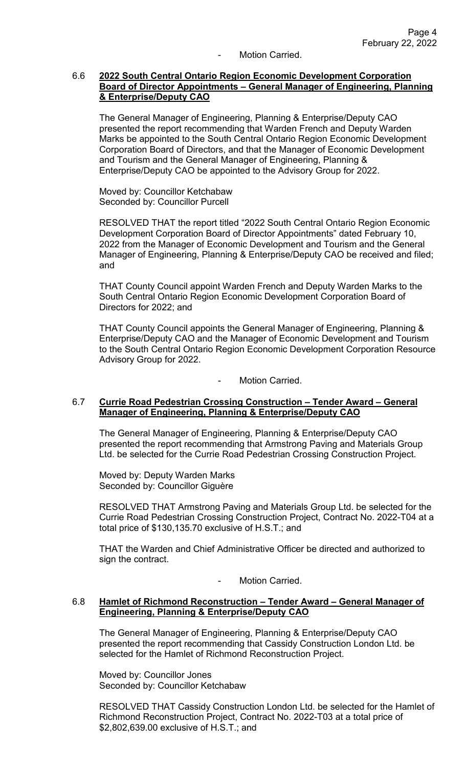- Motion Carried.

### 6.6 **2022 South Central Ontario Region Economic Development Corporation Board of Director Appointments – General Manager of Engineering, Planning & Enterprise/Deputy CAO**

The General Manager of Engineering, Planning & Enterprise/Deputy CAO presented the report recommending that Warden French and Deputy Warden Marks be appointed to the South Central Ontario Region Economic Development Corporation Board of Directors, and that the Manager of Economic Development and Tourism and the General Manager of Engineering, Planning & Enterprise/Deputy CAO be appointed to the Advisory Group for 2022.

Moved by: Councillor Ketchabaw
Seconded by: Councillor Purcell

RESOLVED THAT the report titled "2022 South Central Ontario Region Economic Development Corporation Board of Director Appointments" dated February 10, 2022 from the Manager of Economic Development and Tourism and the General Manager of Engineering, Planning & Enterprise/Deputy CAO be received and filed; and

THAT County Council appoint Warden French and Deputy Warden Marks to the South Central Ontario Region Economic Development Corporation Board of Directors for 2022; and

THAT County Council appoints the General Manager of Engineering, Planning & Enterprise/Deputy CAO and the Manager of Economic Development and Tourism to the South Central Ontario Region Economic Development Corporation Resource Advisory Group for 2022.

- Motion Carried.

### 6.7 **Currie Road Pedestrian Crossing Construction – Tender Award – General Manager of Engineering, Planning & Enterprise/Deputy CAO**

The General Manager of Engineering, Planning & Enterprise/Deputy CAO presented the report recommending that Armstrong Paving and Materials Group Ltd. be selected for the Currie Road Pedestrian Crossing Construction Project.

Moved by: Deputy Warden Marks
Seconded by: Councillor Giguère

RESOLVED THAT Armstrong Paving and Materials Group Ltd. be selected for the Currie Road Pedestrian Crossing Construction Project, Contract No. 2022-T04 at a total price of $130,135.70 exclusive of H.S.T.; and

THAT the Warden and Chief Administrative Officer be directed and authorized to sign the contract.

- Motion Carried.

### 6.8 **Hamlet of Richmond Reconstruction – Tender Award – General Manager of Engineering, Planning & Enterprise/Deputy CAO**

The General Manager of Engineering, Planning & Enterprise/Deputy CAO presented the report recommending that Cassidy Construction London Ltd. be selected for the Hamlet of Richmond Reconstruction Project.

Moved by: Councillor Jones
Seconded by: Councillor Ketchabaw

RESOLVED THAT Cassidy Construction London Ltd. be selected for the Hamlet of Richmond Reconstruction Project, Contract No. 2022-T03 at a total price of $2,802,639.00 exclusive of H.S.T.; and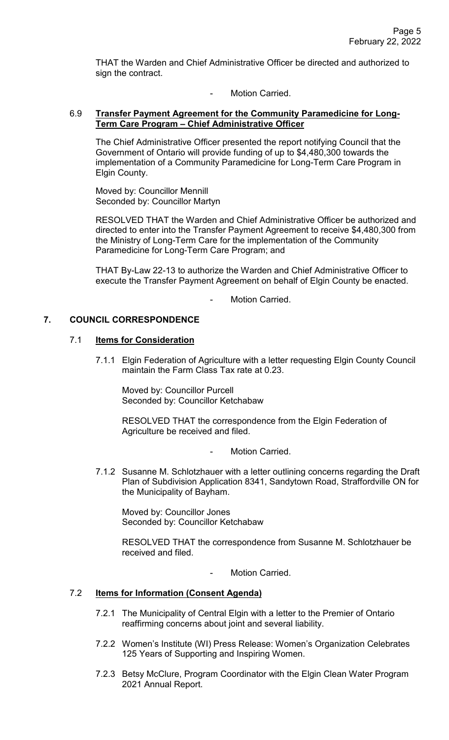THAT the Warden and Chief Administrative Officer be directed and authorized to sign the contract.

- Motion Carried.

### 6.9 **Transfer Payment Agreement for the Community Paramedicine for Long-Term Care Program – Chief Administrative Officer**

The Chief Administrative Officer presented the report notifying Council that the Government of Ontario will provide funding of up to $4,480,300 towards the implementation of a Community Paramedicine for Long-Term Care Program in Elgin County.

Moved by: Councillor Mennill
Seconded by: Councillor Martyn

RESOLVED THAT the Warden and Chief Administrative Officer be authorized and directed to enter into the Transfer Payment Agreement to receive $4,480,300 from the Ministry of Long-Term Care for the implementation of the Community Paramedicine for Long-Term Care Program; and

THAT By-Law 22-13 to authorize the Warden and Chief Administrative Officer to execute the Transfer Payment Agreement on behalf of Elgin County be enacted.

- Motion Carried.

## 7. COUNCIL CORRESPONDENCE

### 7.1 **Items for Consideration**

7.1.1 Elgin Federation of Agriculture with a letter requesting Elgin County Council maintain the Farm Class Tax rate at 0.23.

Moved by: Councillor Purcell
Seconded by: Councillor Ketchabaw

RESOLVED THAT the correspondence from the Elgin Federation of Agriculture be received and filed.

- Motion Carried.

7.1.2 Susanne M. Schlotzhauer with a letter outlining concerns regarding the Draft Plan of Subdivision Application 8341, Sandytown Road, Straffordville ON for the Municipality of Bayham.

Moved by: Councillor Jones
Seconded by: Councillor Ketchabaw

RESOLVED THAT the correspondence from Susanne M. Schlotzhauer be received and filed.

- Motion Carried.

### 7.2 **Items for Information (Consent Agenda)**

7.2.1 The Municipality of Central Elgin with a letter to the Premier of Ontario reaffirming concerns about joint and several liability.

7.2.2 Women's Institute (WI) Press Release: Women's Organization Celebrates 125 Years of Supporting and Inspiring Women.

7.2.3 Betsy McClure, Program Coordinator with the Elgin Clean Water Program 2021 Annual Report.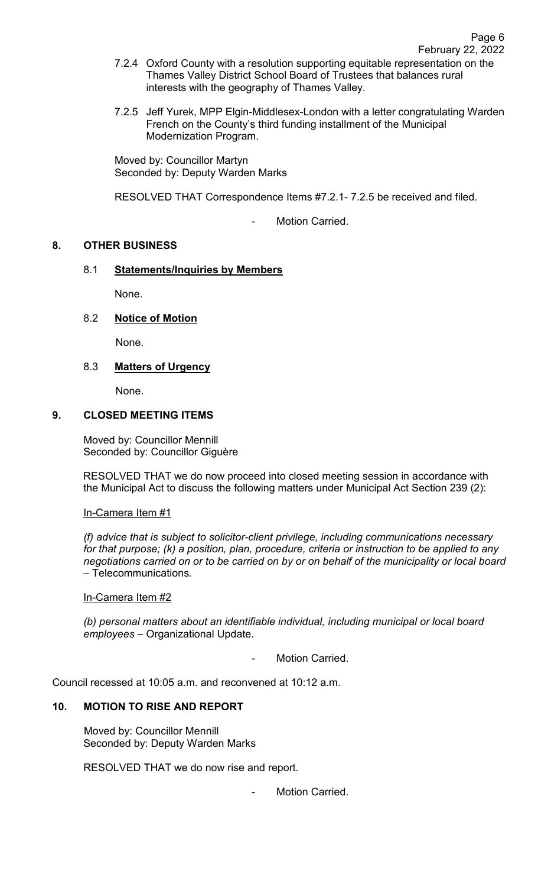7.2.4 Oxford County with a resolution supporting equitable representation on the Thames Valley District School Board of Trustees that balances rural interests with the geography of Thames Valley.

7.2.5 Jeff Yurek, MPP Elgin-Middlesex-London with a letter congratulating Warden French on the County's third funding installment of the Municipal Modernization Program.

Moved by: Councillor Martyn
Seconded by: Deputy Warden Marks

RESOLVED THAT Correspondence Items #7.2.1- 7.2.5 be received and filed.

- Motion Carried.

## 8. OTHER BUSINESS

### 8.1 Statements/Inquiries by Members

None.

### 8.2 Notice of Motion

None.

### 8.3 Matters of Urgency

None.

## 9. CLOSED MEETING ITEMS

Moved by: Councillor Mennill
Seconded by: Councillor Giguère

RESOLVED THAT we do now proceed into closed meeting session in accordance with the Municipal Act to discuss the following matters under Municipal Act Section 239 (2):

In-Camera Item #1

*(f) advice that is subject to solicitor-client privilege, including communications necessary for that purpose; (k) a position, plan, procedure, criteria or instruction to be applied to any negotiations carried on or to be carried on by or on behalf of the municipality or local board* – Telecommunications.

In-Camera Item #2

*(b) personal matters about an identifiable individual, including municipal or local board employees* – Organizational Update.

- Motion Carried.

Council recessed at 10:05 a.m. and reconvened at 10:12 a.m.

## 10. MOTION TO RISE AND REPORT

Moved by: Councillor Mennill
Seconded by: Deputy Warden Marks

RESOLVED THAT we do now rise and report.

- Motion Carried.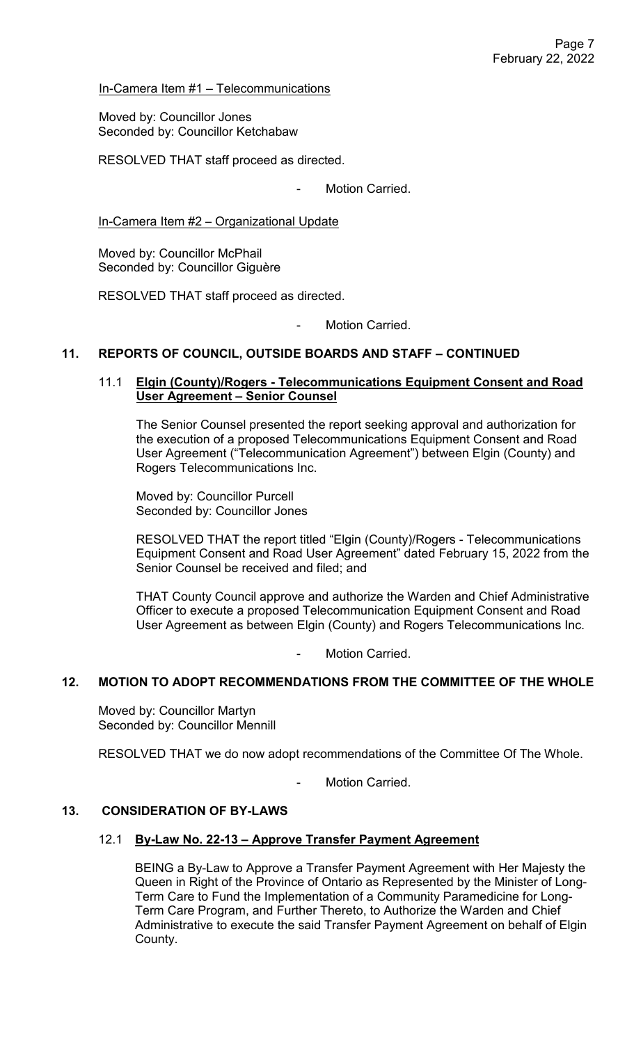In-Camera Item #1 – Telecommunications

Moved by: Councillor Jones
Seconded by: Councillor Ketchabaw

RESOLVED THAT staff proceed as directed.

- Motion Carried.

In-Camera Item #2 – Organizational Update

Moved by: Councillor McPhail
Seconded by: Councillor Giguère

RESOLVED THAT staff proceed as directed.

- Motion Carried.

## 11. REPORTS OF COUNCIL, OUTSIDE BOARDS AND STAFF – CONTINUED

### 11.1 Elgin (County)/Rogers - Telecommunications Equipment Consent and Road User Agreement – Senior Counsel

The Senior Counsel presented the report seeking approval and authorization for the execution of a proposed Telecommunications Equipment Consent and Road User Agreement ("Telecommunication Agreement") between Elgin (County) and Rogers Telecommunications Inc.

Moved by: Councillor Purcell
Seconded by: Councillor Jones

RESOLVED THAT the report titled "Elgin (County)/Rogers - Telecommunications Equipment Consent and Road User Agreement" dated February 15, 2022 from the Senior Counsel be received and filed; and

THAT County Council approve and authorize the Warden and Chief Administrative Officer to execute a proposed Telecommunication Equipment Consent and Road User Agreement as between Elgin (County) and Rogers Telecommunications Inc.

- Motion Carried.

## 12. MOTION TO ADOPT RECOMMENDATIONS FROM THE COMMITTEE OF THE WHOLE

Moved by: Councillor Martyn
Seconded by: Councillor Mennill

RESOLVED THAT we do now adopt recommendations of the Committee Of The Whole.

- Motion Carried.

## 13. CONSIDERATION OF BY-LAWS

### 12.1 By-Law No. 22-13 – Approve Transfer Payment Agreement

BEING a By-Law to Approve a Transfer Payment Agreement with Her Majesty the Queen in Right of the Province of Ontario as Represented by the Minister of Long-Term Care to Fund the Implementation of a Community Paramedicine for Long-Term Care Program, and Further Thereto, to Authorize the Warden and Chief Administrative to execute the said Transfer Payment Agreement on behalf of Elgin County.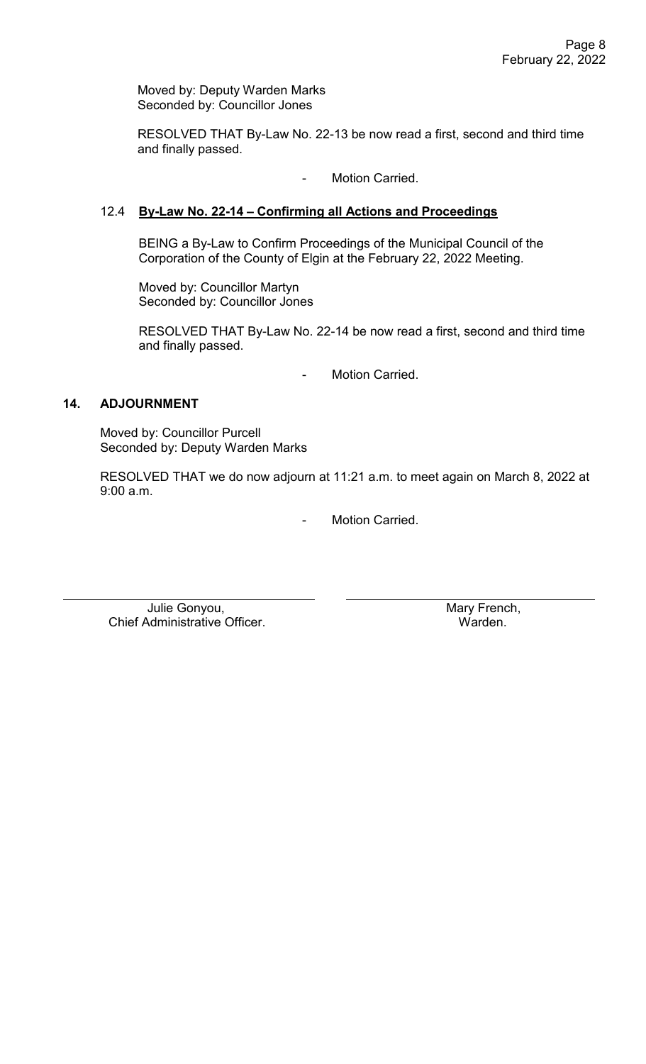Moved by: Deputy Warden Marks
Seconded by: Councillor Jones

RESOLVED THAT By-Law No. 22-13 be now read a first, second and third time and finally passed.

- Motion Carried.

### 12.4 **By-Law No. 22-14 – Confirming all Actions and Proceedings**

BEING a By-Law to Confirm Proceedings of the Municipal Council of the Corporation of the County of Elgin at the February 22, 2022 Meeting.

Moved by: Councillor Martyn
Seconded by: Councillor Jones

RESOLVED THAT By-Law No. 22-14 be now read a first, second and third time and finally passed.

- Motion Carried.

## 14. ADJOURNMENT

Moved by: Councillor Purcell
Seconded by: Deputy Warden Marks

RESOLVED THAT we do now adjourn at 11:21 a.m. to meet again on March 8, 2022 at 9:00 a.m.

- Motion Carried.

| | |
|---|---|
| Julie Gonyou,<br>Chief Administrative Officer. | Mary French,<br>Warden. |